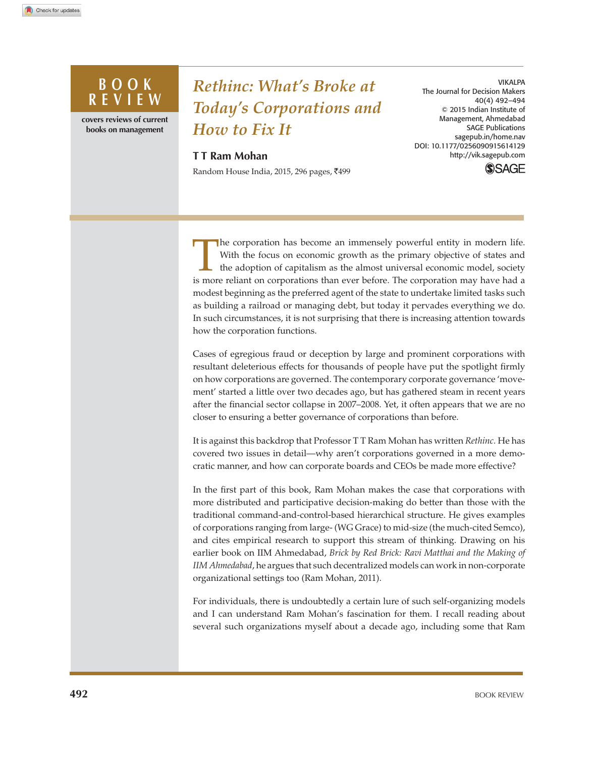**BOOK REVIEW**

covers reviews of current books on management

# Rethinc: What's Broke at Today's Corporations and How to Fix It

**T T Ram Mohan**

Random House India, 2015, 296 pages, ₹499

The corporation has become an immensely powerful entity in modern life. With the focus on economic growth as the primary objective of states and the adoption of capitalism as the almost universal economic model, society is more reliant on corporations than ever before. The corporation may have had a modest beginning as the preferred agent of the state to undertake limited tasks such as building a railroad or managing debt, but today it pervades everything we do. In such circumstances, it is not surprising that there is increasing attention towards how the corporation functions.

Cases of egregious fraud or deception by large and prominent corporations with resultant deleterious effects for thousands of people have put the spotlight firmly on how corporations are governed. The contemporary corporate governance 'movement' started a little over two decades ago, but has gathered steam in recent years after the financial sector collapse in 2007–2008. Yet, it often appears that we are no closer to ensuring a better governance of corporations than before.

It is against this backdrop that Professor T T Ram Mohan has written *Rethinc*. He has covered two issues in detail—why aren't corporations governed in a more democratic manner, and how can corporate boards and CEOs be made more effective?

In the first part of this book, Ram Mohan makes the case that corporations with more distributed and participative decision-making do better than those with the traditional command-and-control-based hierarchical structure. He gives examples of corporations ranging from large- (WG Grace) to mid-size (the much-cited Semco), and cites empirical research to support this stream of thinking. Drawing on his earlier book on IIM Ahmedabad, *Brick by Red Brick: Ravi Matthai and the Making of IIM Ahmedabad*, he argues that such decentralized models can work in non-corporate organizational settings too (Ram Mohan, 2011).

For individuals, there is undoubtedly a certain lure of such self-organizing models and I can understand Ram Mohan's fascination for them. I recall reading about several such organizations myself about a decade ago, including some that Ram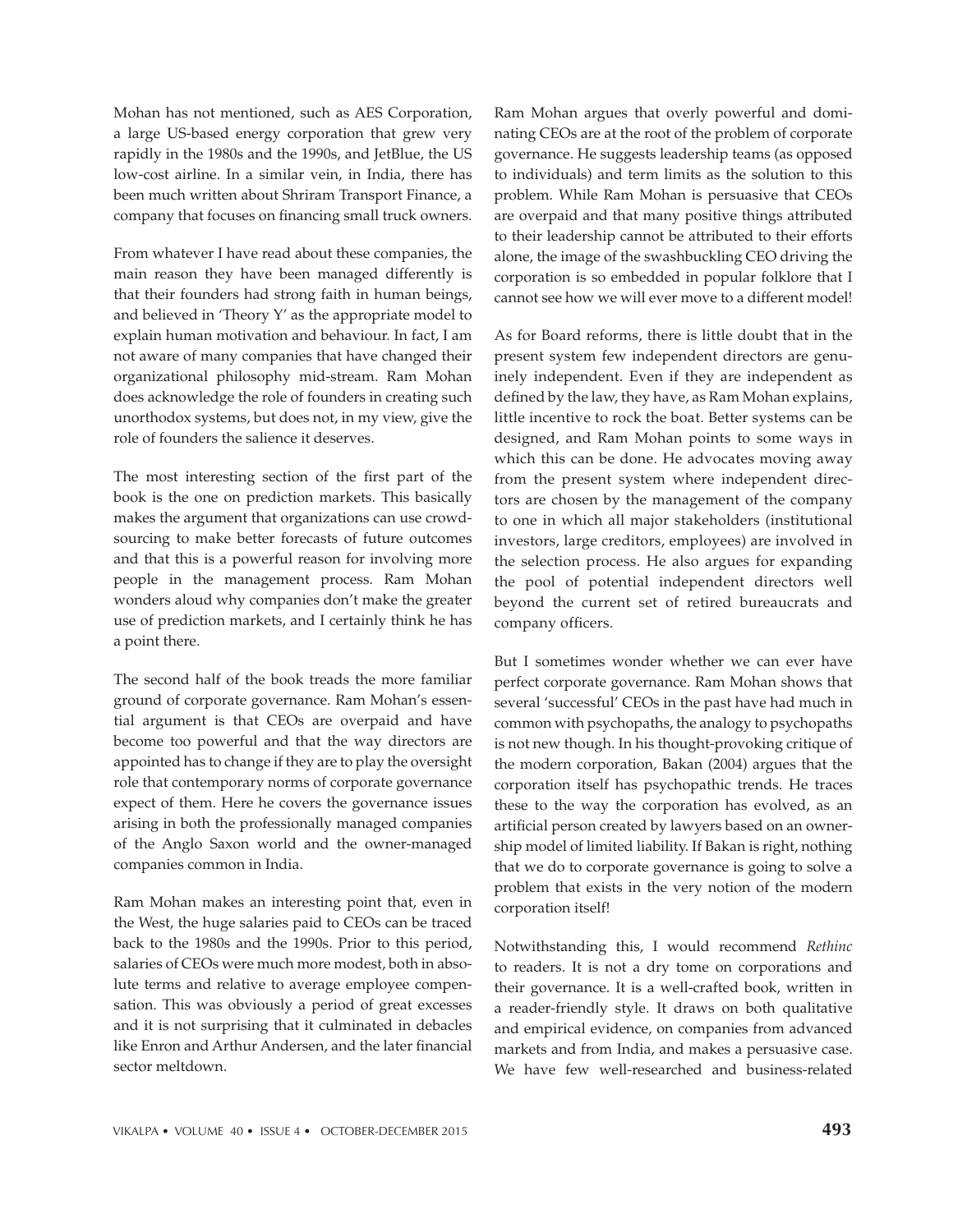Mohan has not mentioned, such as AES Corporation, a large US-based energy corporation that grew very rapidly in the 1980s and the 1990s, and JetBlue, the US low-cost airline. In a similar vein, in India, there has been much written about Shriram Transport Finance, a company that focuses on financing small truck owners.

From whatever I have read about these companies, the main reason they have been managed differently is that their founders had strong faith in human beings, and believed in 'Theory Y' as the appropriate model to explain human motivation and behaviour. In fact, I am not aware of many companies that have changed their organizational philosophy mid-stream. Ram Mohan does acknowledge the role of founders in creating such unorthodox systems, but does not, in my view, give the role of founders the salience it deserves.

The most interesting section of the first part of the book is the one on prediction markets. This basically makes the argument that organizations can use crowd-sourcing to make better forecasts of future outcomes and that this is a powerful reason for involving more people in the management process. Ram Mohan wonders aloud why companies don't make the greater use of prediction markets, and I certainly think he has a point there.

The second half of the book treads the more familiar ground of corporate governance. Ram Mohan's essential argument is that CEOs are overpaid and have become too powerful and that the way directors are appointed has to change if they are to play the oversight role that contemporary norms of corporate governance expect of them. Here he covers the governance issues arising in both the professionally managed companies of the Anglo Saxon world and the owner-managed companies common in India.

Ram Mohan makes an interesting point that, even in the West, the huge salaries paid to CEOs can be traced back to the 1980s and the 1990s. Prior to this period, salaries of CEOs were much more modest, both in absolute terms and relative to average employee compensation. This was obviously a period of great excesses and it is not surprising that it culminated in debacles like Enron and Arthur Andersen, and the later financial sector meltdown.

Ram Mohan argues that overly powerful and dominating CEOs are at the root of the problem of corporate governance. He suggests leadership teams (as opposed to individuals) and term limits as the solution to this problem. While Ram Mohan is persuasive that CEOs are overpaid and that many positive things attributed to their leadership cannot be attributed to their efforts alone, the image of the swashbuckling CEO driving the corporation is so embedded in popular folklore that I cannot see how we will ever move to a different model!

As for Board reforms, there is little doubt that in the present system few independent directors are genuinely independent. Even if they are independent as defined by the law, they have, as Ram Mohan explains, little incentive to rock the boat. Better systems can be designed, and Ram Mohan points to some ways in which this can be done. He advocates moving away from the present system where independent directors are chosen by the management of the company to one in which all major stakeholders (institutional investors, large creditors, employees) are involved in the selection process. He also argues for expanding the pool of potential independent directors well beyond the current set of retired bureaucrats and company officers.

But I sometimes wonder whether we can ever have perfect corporate governance. Ram Mohan shows that several 'successful' CEOs in the past have had much in common with psychopaths, the analogy to psychopaths is not new though. In his thought-provoking critique of the modern corporation, Bakan (2004) argues that the corporation itself has psychopathic trends. He traces these to the way the corporation has evolved, as an artificial person created by lawyers based on an ownership model of limited liability. If Bakan is right, nothing that we do to corporate governance is going to solve a problem that exists in the very notion of the modern corporation itself!

Notwithstanding this, I would recommend *Rethinc* to readers. It is not a dry tome on corporations and their governance. It is a well-crafted book, written in a reader-friendly style. It draws on both qualitative and empirical evidence, on companies from advanced markets and from India, and makes a persuasive case. We have few well-researched and business-related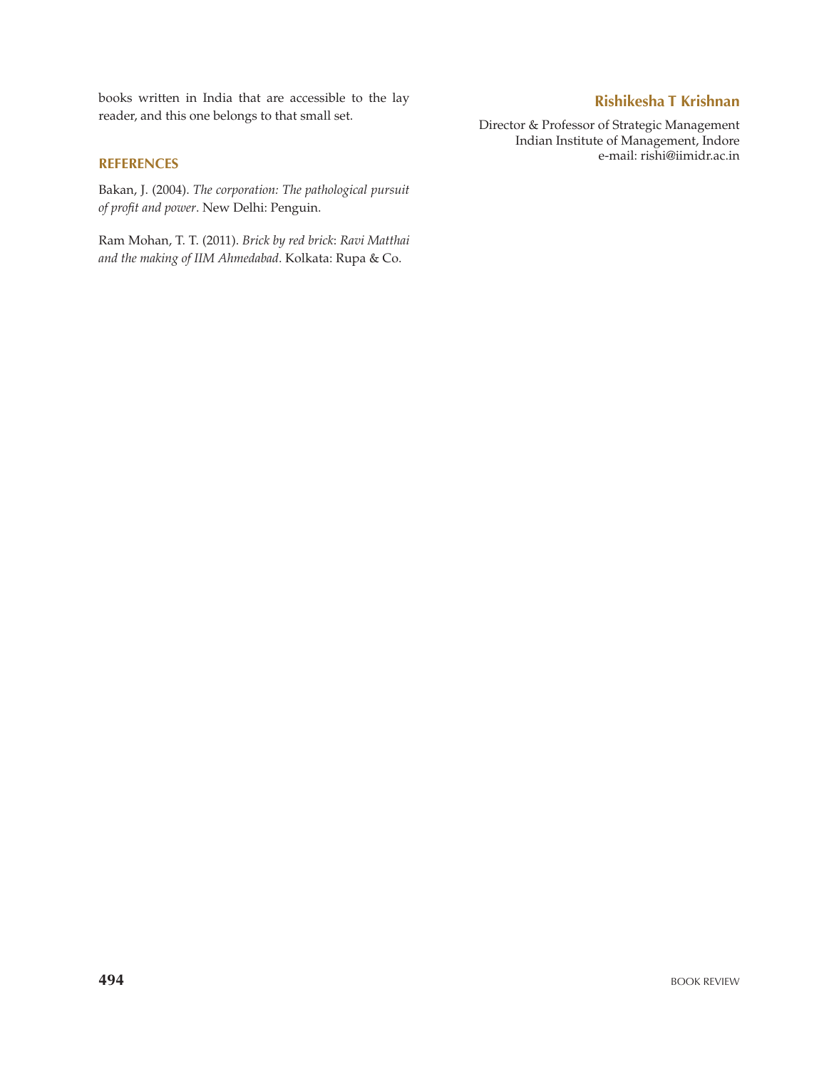books written in India that are accessible to the lay reader, and this one belongs to that small set.

**Rishikesha T Krishnan**

Director & Professor of Strategic Management
Indian Institute of Management, Indore
e-mail: rishi@iimidr.ac.in

## REFERENCES

Bakan, J. (2004). *The corporation: The pathological pursuit of profit and power*. New Delhi: Penguin.

Ram Mohan, T. T. (2011). *Brick by red brick*: *Ravi Matthai and the making of IIM Ahmedabad*. Kolkata: Rupa & Co.